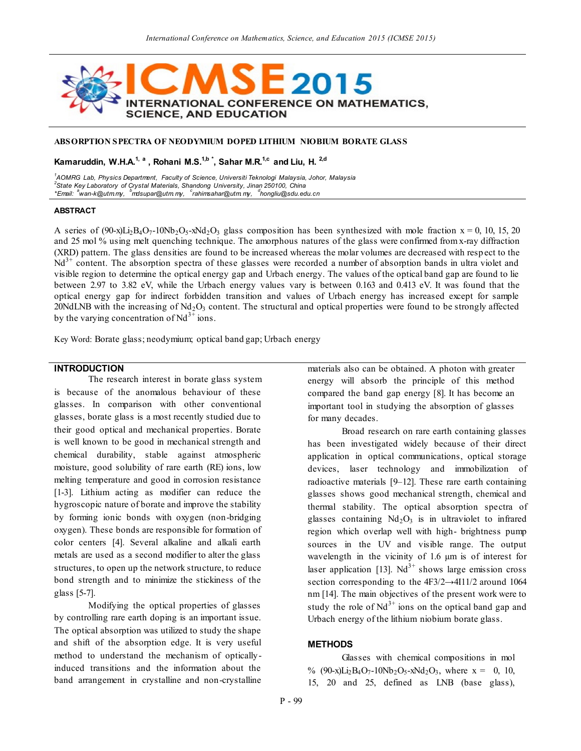## ABSORPTION SPECTRA OF NEODYMIUM DOPED LITHIUM NIOBIUM BORATE GLASS

**Kamaruddin, W.H.A.[1, a], Rohani M.S.[1,b *], Sahar M.R.[1,c] and Liu, H. [2,d]**

[1]AOMRG Lab, Physics Department, Faculty of Science, Universiti Teknologi Malaysia, Johor, Malaysia
[2]State Key Laboratory of Crystal Materials, Shandong University, Jinan 250100, China
*Email: [a]wan-k@utm.my, [b]mdsupar@utm.my, [c]rahimsahar@utm.my, [d]hongliu@sdu.edu.cn

### ABSTRACT

A series of (90-x)$Li_2B_4O_7$-10$Nb_2O_5$-x$Nd_2O_3$ glass composition has been synthesized with mole fraction x = 0, 10, 15, 20 and 25 mol % using melt quenching technique. The amorphous natures of the glass were confirmed from x-ray diffraction (XRD) pattern. The glass densities are found to be increased whereas the molar volumes are decreased with respect to the $Nd^{3+}$ content. The absorption spectra of these glasses were recorded a number of absorption bands in ultra violet and visible region to determine the optical energy gap and Urbach energy. The values of the optical band gap are found to lie between 2.97 to 3.82 eV, while the Urbach energy values vary is between 0.163 and 0.413 eV. It was found that the optical energy gap for indirect forbidden transition and values of Urbach energy has increased except for sample 20NdLNB with the increasing of $Nd_2O_3$ content. The structural and optical properties were found to be strongly affected by the varying concentration of $Nd^{3+}$ ions.

Key Word: Borate glass; neodymium; optical band gap; Urbach energy

### INTRODUCTION

The research interest in borate glass system is because of the anomalous behaviour of these glasses. In comparison with other conventional glasses, borate glass is a most recently studied due to their good optical and mechanical properties. Borate is well known to be good in mechanical strength and chemical durability, stable against atmospheric moisture, good solubility of rare earth (RE) ions, low melting temperature and good in corrosion resistance [1-3]. Lithium acting as modifier can reduce the hygroscopic nature of borate and improve the stability by forming ionic bonds with oxygen (non-bridging oxygen). These bonds are responsible for formation of color centers [4]. Several alkaline and alkali earth metals are used as a second modifier to alter the glass structures, to open up the network structure, to reduce bond strength and to minimize the stickiness of the glass [5-7].

Modifying the optical properties of glasses by controlling rare earth doping is an important issue. The optical absorption was utilized to study the shape and shift of the absorption edge. It is very useful method to understand the mechanism of optically-induced transitions and the information about the band arrangement in crystalline and non-crystalline materials also can be obtained. A photon with greater energy will absorb the principle of this method compared the band gap energy [8]. It has become an important tool in studying the absorption of glasses for many decades.

Broad research on rare earth containing glasses has been investigated widely because of their direct application in optical communications, optical storage devices, laser technology and immobilization of radioactive materials [9–12]. These rare earth containing glasses shows good mechanical strength, chemical and thermal stability. The optical absorption spectra of glasses containing $Nd_2O_3$ is in ultraviolet to infrared region which overlap well with high- brightness pump sources in the UV and visible range. The output wavelength in the vicinity of 1.6 µm is of interest for laser application [13]. $Nd^{3+}$ shows large emission cross section corresponding to the 4F3/2→4I11/2 around 1064 nm [14]. The main objectives of the present work were to study the role of $Nd^{3+}$ ions on the optical band gap and Urbach energy of the lithium niobium borate glass.

### METHODS

Glasses with chemical compositions in mol % (90-x)$Li_2B_4O_7$-10$Nb_2O_5$-x$Nd_2O_3$, where x = 0, 10, 15, 20 and 25, defined as LNB (base glass),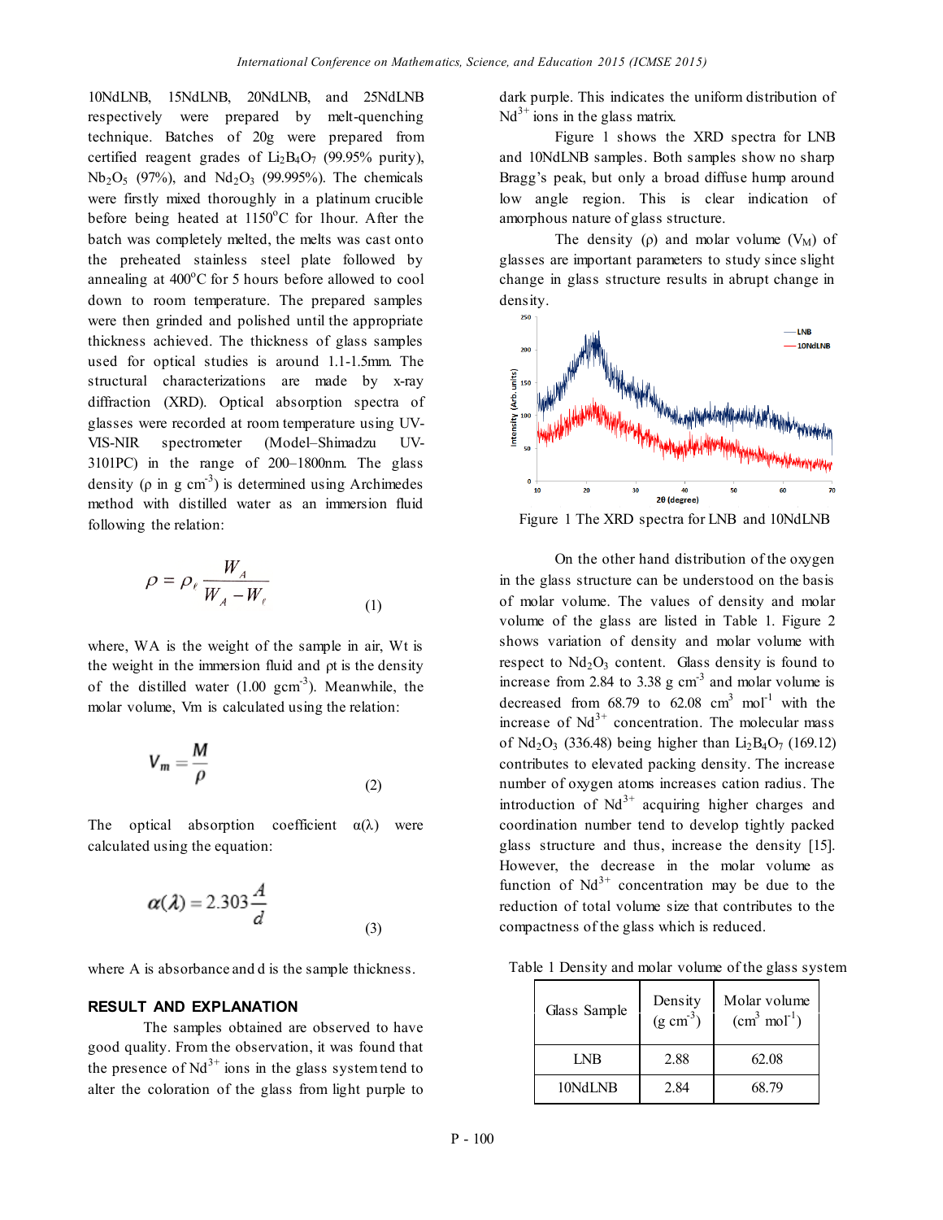10NdLNB, 15NdLNB, 20NdLNB, and 25NdLNB respectively were prepared by melt-quenching technique. Batches of 20g were prepared from certified reagent grades of $Li_2B_4O_7$ (99.95% purity), $Nb_2O_5$ (97%), and $Nd_2O_3$ (99.995%). The chemicals were firstly mixed thoroughly in a platinum crucible before being heated at 1150°C for 1hour. After the batch was completely melted, the melts was cast onto the preheated stainless steel plate followed by annealing at 400°C for 5 hours before allowed to cool down to room temperature. The prepared samples were then grinded and polished until the appropriate thickness achieved. The thickness of glass samples used for optical studies is around 1.1-1.5mm. The structural characterizations are made by x-ray diffraction (XRD). Optical absorption spectra of glasses were recorded at room temperature using UV-VIS-NIR spectrometer (Model–Shimadzu UV-3101PC) in the range of 200–1800nm. The glass density ($\rho$ in g $cm^{-3}$) is determined using Archimedes method with distilled water as an immersion fluid following the relation:

$$\rho = \rho_\ell \frac{W_A}{W_A - W_\ell} \tag{1}$$

where, WA is the weight of the sample in air, Wt is the weight in the immersion fluid and ρt is the density of the distilled water (1.00 $gcm^{-3}$). Meanwhile, the molar volume, Vm is calculated using the relation:

$$V_m = \frac{M}{\rho} \tag{2}$$

The optical absorption coefficient $\alpha(\lambda)$ were calculated using the equation:

$$\alpha(\lambda) = 2.303\frac{A}{d} \tag{3}$$

where A is absorbance and d is the sample thickness.

## RESULT AND EXPLANATION

The samples obtained are observed to have good quality. From the observation, it was found that the presence of $Nd^{3+}$ ions in the glass system tend to alter the coloration of the glass from light purple to dark purple. This indicates the uniform distribution of $Nd^{3+}$ ions in the glass matrix.

Figure 1 shows the XRD spectra for LNB and 10NdLNB samples. Both samples show no sharp Bragg's peak, but only a broad diffuse hump around low angle region. This is clear indication of amorphous nature of glass structure.

The density ($\rho$) and molar volume ($V_M$) of glasses are important parameters to study since slight change in glass structure results in abrupt change in density.

Figure 1 The XRD spectra for LNB and 10NdLNB

On the other hand distribution of the oxygen in the glass structure can be understood on the basis of molar volume. The values of density and molar volume of the glass are listed in Table 1. Figure 2 shows variation of density and molar volume with respect to $Nd_2O_3$ content. Glass density is found to increase from 2.84 to 3.38 g $cm^{-3}$ and molar volume is decreased from 68.79 to 62.08 $cm^3$ $mol^{-1}$ with the increase of $Nd^{3+}$ concentration. The molecular mass of $Nd_2O_3$ (336.48) being higher than $Li_2B_4O_7$ (169.12) contributes to elevated packing density. The increase number of oxygen atoms increases cation radius. The introduction of $Nd^{3+}$ acquiring higher charges and coordination number tend to develop tightly packed glass structure and thus, increase the density [15]. However, the decrease in the molar volume as function of $Nd^{3+}$ concentration may be due to the reduction of total volume size that contributes to the compactness of the glass which is reduced.

Table 1 Density and molar volume of the glass system

| Glass Sample | Density (g $cm^{-3}$) | Molar volume ($cm^3$ $mol^{-1}$) |
|---|---|---|
| LNB | 2.88 | 62.08 |
| 10NdLNB | 2.84 | 68.79 |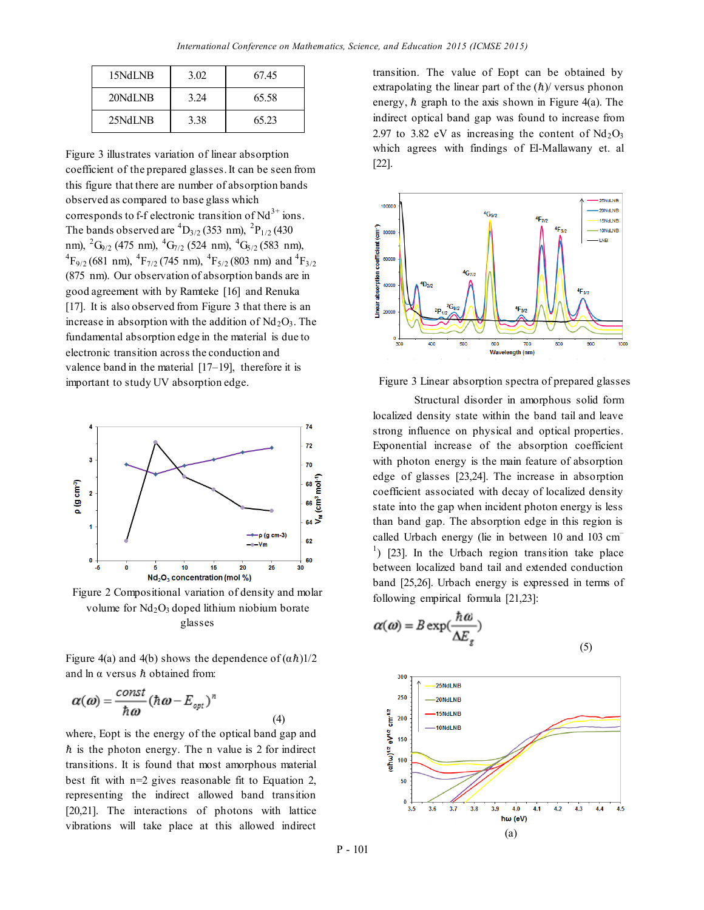| 15NdLNB | 3.02 | 67.45 |
|---|---|---|
| 20NdLNB | 3.24 | 65.58 |
| 25NdLNB | 3.38 | 65.23 |

Figure 3 illustrates variation of linear absorption coefficient of the prepared glasses. It can be seen from this figure that there are number of absorption bands observed as compared to base glass which corresponds to f-f electronic transition of $Nd^{3+}$ ions. The bands observed are $^4D_{3/2}$ (353 nm), $^2P_{1/2}$ (430 nm), $^2G_{9/2}$ (475 nm), $^4G_{7/2}$ (524 nm), $^4G_{5/2}$ (583 nm), $^4F_{9/2}$ (681 nm), $^4F_{7/2}$ (745 nm), $^4F_{5/2}$ (803 nm) and $^4F_{3/2}$ (875 nm). Our observation of absorption bands are in good agreement with by Ramteke [16] and Renuka [17]. It is also observed from Figure 3 that there is an increase in absorption with the addition of $Nd_2O_3$. The fundamental absorption edge in the material is due to electronic transition across the conduction and valence band in the material [17–19], therefore it is important to study UV absorption edge.

Figure 2 Compositional variation of density and molar volume for $Nd_2O_3$ doped lithium niobium borate glasses

Figure 4(a) and 4(b) shows the dependence of $(\alpha\hbar)^{1/2}$ and ln α versus $\hbar$ obtained from:

$$\alpha(\omega) = \frac{const}{\hbar\omega}(\hbar\omega - E_{opt})^n \tag{4}$$

where, Eopt is the energy of the optical band gap and $\hbar$ is the photon energy. The n value is 2 for indirect transitions. It is found that most amorphous material best fit with n=2 gives reasonable fit to Equation 2, representing the indirect allowed band transition [20,21]. The interactions of photons with lattice vibrations will take place at this allowed indirect transition. The value of Eopt can be obtained by extrapolating the linear part of the $(\hbar)$/ versus phonon energy, $\hbar$ graph to the axis shown in Figure 4(a). The indirect optical band gap was found to increase from 2.97 to 3.82 eV as increasing the content of $Nd_2O_3$ which agrees with findings of El-Mallawany et. al [22].

Figure 3 Linear absorption spectra of prepared glasses

Structural disorder in amorphous solid form localized density state within the band tail and leave strong influence on physical and optical properties. Exponential increase of the absorption coefficient with photon energy is the main feature of absorption edge of glasses [23,24]. The increase in absorption coefficient associated with decay of localized density state into the gap when incident photon energy is less than band gap. The absorption edge in this region is called Urbach energy (lie in between 10 and 103 $cm^{-1}$) [23]. In the Urbach region transition take place between localized band tail and extended conduction band [25,26]. Urbach energy is expressed in terms of following empirical formula [21,23]:

$$\alpha(\omega) = B\exp\left(\frac{\hbar\omega}{\Delta E_g}\right) \tag{5}$$

(a)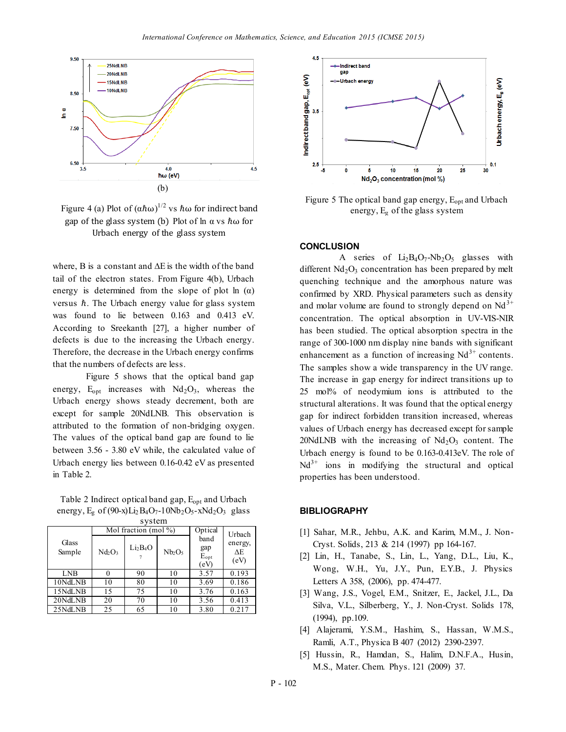(b)

Figure 4 (a) Plot of $(\alpha\hbar\omega)^{1/2}$ vs $\hbar\omega$ for indirect band gap of the glass system (b) Plot of ln α vs $\hbar\omega$ for Urbach energy of the glass system

where, B is a constant and ΔE is the width of the band tail of the electron states. From Figure 4(b), Urbach energy is determined from the slope of plot ln (α) versus $\hbar$. The Urbach energy value for glass system was found to lie between 0.163 and 0.413 eV. According to Sreekanth [27], a higher number of defects is due to the increasing the Urbach energy. Therefore, the decrease in the Urbach energy confirms that the numbers of defects are less.

Figure 5 shows that the optical band gap energy, $E_{opt}$ increases with $Nd_2O_3$, whereas the Urbach energy shows steady decrement, both are except for sample 20NdLNB. This observation is attributed to the formation of non-bridging oxygen. The values of the optical band gap are found to lie between 3.56 - 3.80 eV while, the calculated value of Urbach energy lies between 0.16-0.42 eV as presented in Table 2.

Table 2 Indirect optical band gap, $E_{opt}$ and Urbach energy, $E_g$ of $(90\text{-}x)Li_2B_4O_7\text{-}10Nb_2O_5\text{-}xNd_2O_3$ glass system

| Glass Sample | Mol fraction (mol %) | | | Optical band gap $E_{opt}$ (eV) | Urbach energy, ΔE (eV) |
|---|---|---|---|---|---|
| | $Nd_2O_3$ | $Li_2B_4O_7$ | $Nb_2O_5$ | | |
| LNB | 0 | 90 | 10 | 3.57 | 0.193 |
| 10NdLNB | 10 | 80 | 10 | 3.69 | 0.186 |
| 15NdLNB | 15 | 75 | 10 | 3.76 | 0.163 |
| 20NdLNB | 20 | 70 | 10 | 3.56 | 0.413 |
| 25NdLNB | 25 | 65 | 10 | 3.80 | 0.217 |

Figure 5 The optical band gap energy, $E_{opt}$ and Urbach energy, $E_g$ of the glass system

## CONCLUSION

A series of $Li_2B_4O_7\text{-}Nb_2O_5$ glasses with different $Nd_2O_3$ concentration has been prepared by melt quenching technique and the amorphous nature was confirmed by XRD. Physical parameters such as density and molar volume are found to strongly depend on $Nd^{3+}$ concentration. The optical absorption in UV-VIS-NIR has been studied. The optical absorption spectra in the range of 300-1000 nm display nine bands with significant enhancement as a function of increasing $Nd^{3+}$ contents. The samples show a wide transparency in the UV range. The increase in gap energy for indirect transitions up to 25 mol% of neodymium ions is attributed to the structural alterations. It was found that the optical energy gap for indirect forbidden transition increased, whereas values of Urbach energy has decreased except for sample 20NdLNB with the increasing of $Nd_2O_3$ content. The Urbach energy is found to be 0.163-0.413eV. The role of $Nd^{3+}$ ions in modifying the structural and optical properties has been understood.

## BIBLIOGRAPHY

[1] Sahar, M.R., Jehbu, A.K. and Karim, M.M., J. Non-Cryst. Solids, 213 & 214 (1997) pp 164-167.

[2] Lin, H., Tanabe, S., Lin, L., Yang, D.L., Liu, K., Wong, W.H., Yu, J.Y., Pun, E.Y.B., J. Physics Letters A 358, (2006), pp. 474-477.

[3] Wang, J.S., Vogel, E.M., Snitzer, E., Jackel, J.L., Da Silva, V.L., Silberberg, Y., J. Non-Cryst. Solids 178, (1994), pp.109.

[4] Alajerami, Y.S.M., Hashim, S., Hassan, W.M.S., Ramli, A.T., Physica B 407 (2012) 2390-2397.

[5] Hussin, R., Hamdan, S., Halim, D.N.F.A., Husin, M.S., Mater. Chem. Phys. 121 (2009) 37.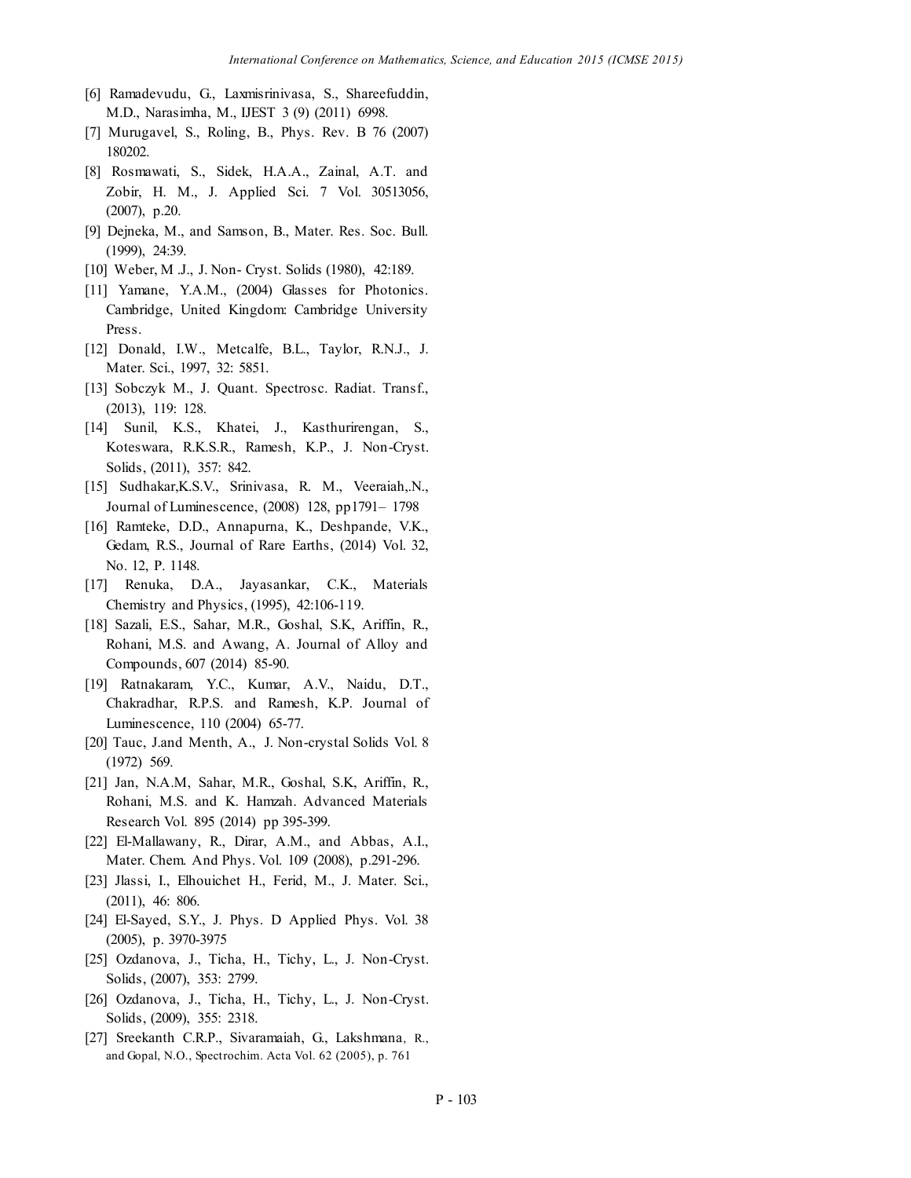[6] Ramadevudu, G., Laxmisrinivasa, S., Shareefuddin, M.D., Narasimha, M., IJEST 3 (9) (2011) 6998.

[7] Murugavel, S., Roling, B., Phys. Rev. B 76 (2007) 180202.

[8] Rosmawati, S., Sidek, H.A.A., Zainal, A.T. and Zobir, H. M., J. Applied Sci. 7 Vol. 30513056, (2007), p.20.

[9] Dejneka, M., and Samson, B., Mater. Res. Soc. Bull. (1999), 24:39.

[10] Weber, M .J., J. Non- Cryst. Solids (1980), 42:189.

[11] Yamane, Y.A.M., (2004) Glasses for Photonics. Cambridge, United Kingdom: Cambridge University Press.

[12] Donald, I.W., Metcalfe, B.L., Taylor, R.N.J., J. Mater. Sci., 1997, 32: 5851.

[13] Sobczyk M., J. Quant. Spectrosc. Radiat. Transf., (2013), 119: 128.

[14] Sunil, K.S., Khatei, J., Kasthurirengan, S., Koteswara, R.K.S.R., Ramesh, K.P., J. Non-Cryst. Solids, (2011), 357: 842.

[15] Sudhakar,K.S.V., Srinivasa, R. M., Veeraiah,.N., Journal of Luminescence, (2008) 128, pp1791– 1798

[16] Ramteke, D.D., Annapurna, K., Deshpande, V.K., Gedam, R.S., Journal of Rare Earths, (2014) Vol. 32, No. 12, P. 1148.

[17] Renuka, D.A., Jayasankar, C.K., Materials Chemistry and Physics, (1995), 42:106-119.

[18] Sazali, E.S., Sahar, M.R., Goshal, S.K, Ariffin, R., Rohani, M.S. and Awang, A. Journal of Alloy and Compounds, 607 (2014) 85-90.

[19] Ratnakaram, Y.C., Kumar, A.V., Naidu, D.T., Chakradhar, R.P.S. and Ramesh, K.P. Journal of Luminescence, 110 (2004) 65-77.

[20] Tauc, J.and Menth, A., J. Non-crystal Solids Vol. 8 (1972) 569.

[21] Jan, N.A.M, Sahar, M.R., Goshal, S.K, Ariffin, R., Rohani, M.S. and K. Hamzah. Advanced Materials Research Vol. 895 (2014) pp 395-399.

[22] El-Mallawany, R., Dirar, A.M., and Abbas, A.I., Mater. Chem. And Phys. Vol. 109 (2008), p.291-296.

[23] Jlassi, I., Elhouichet H., Ferid, M., J. Mater. Sci., (2011), 46: 806.

[24] El-Sayed, S.Y., J. Phys. D Applied Phys. Vol. 38 (2005), p. 3970-3975

[25] Ozdanova, J., Ticha, H., Tichy, L., J. Non-Cryst. Solids, (2007), 353: 2799.

[26] Ozdanova, J., Ticha, H., Tichy, L., J. Non-Cryst. Solids, (2009), 355: 2318.

[27] Sreekanth C.R.P., Sivaramaiah, G., Lakshmana, R., and Gopal, N.O., Spectrochim. Acta Vol. 62 (2005), p. 761